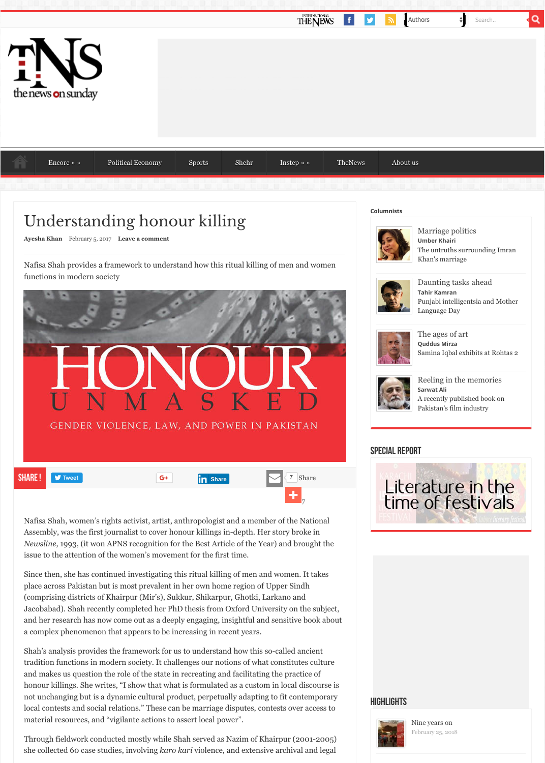# Understanding honour killing

**Ayesha Khan** February 5, 2017 **Leave a comment**

Nafisa Shah provides a framework to understand how this ritual killing of men and women functions in modern society

Nafisa Shah, women's rights activist, artist, anthropologist and a member of the National Assembly, was the first journalist to cover honour killings in-depth. Her story broke in *Newsline*, 1993, (it won APNS recognition for the Best Article of the Year) and brought the issue to the attention of the women's movement for the first time.

Since then, she has continued investigating this ritual killing of men and women. It takes place across Pakistan but is most prevalent in her own home region of Upper Sindh (comprising districts of Khairpur (Mir's), Sukkur, Shikarpur, Ghotki, Larkano and Jacobabad). Shah recently completed her PhD thesis from Oxford University on the subject, and her research has now come out as a deeply engaging, insightful and sensitive book about a complex phenomenon that appears to be increasing in recent years.

Shah's analysis provides the framework for us to understand how this so-called ancient tradition functions in modern society. It challenges our notions of what constitutes culture and makes us question the role of the state in recreating and facilitating the practice of honour killings. She writes, "I show that what is formulated as a custom in local discourse is not unchanging but is a dynamic cultural product, perpetually adapting to fit contemporary local contests and social relations." These can be marriage disputes, contests over access to material resources, and "vigilante actions to assert local power".

Through fieldwork conducted mostly while Shah served as Nazim of Khairpur (2001-2005) she collected 60 case studies, involving *karo kari* violence, and extensive archival and legal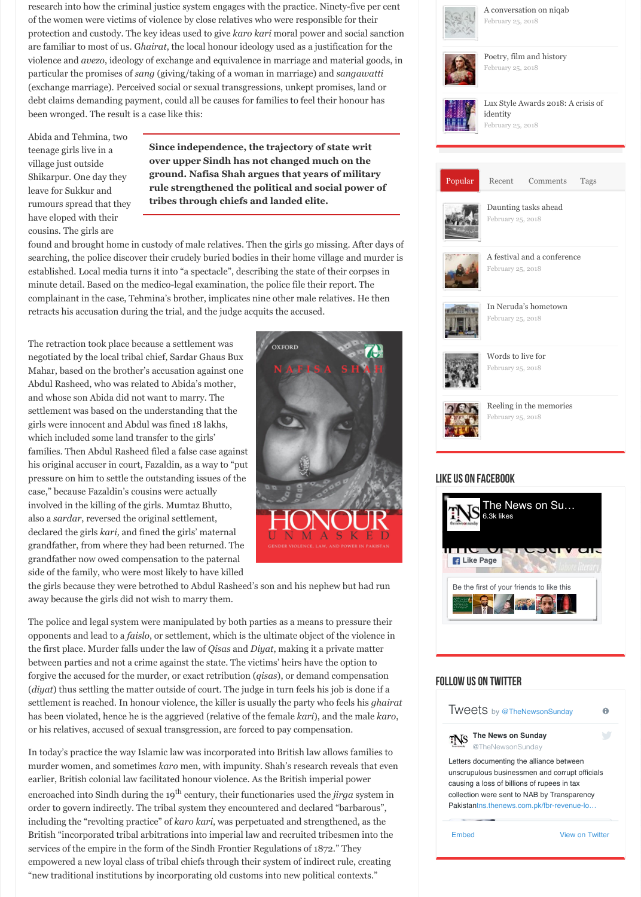research into how the criminal justice system engages with the practice. Ninety-five per cent of the women were victims of violence by close relatives who were responsible for their protection and custody. The key ideas used to give *karo kari* moral power and social sanction are familiar to most of us. G*hairat*, the local honour ideology used as a justification for the violence and *avezo*, ideology of exchange and equivalence in marriage and material goods, in particular the promises of *sang* (giving/taking of a woman in marriage) and *sangawatti* (exchange marriage). Perceived social or sexual transgressions, unkept promises, land or debt claims demanding payment, could all be causes for families to feel their honour has been wronged. The result is a case like this:

**Since independence, the trajectory of state writ over upper Sindh has not changed much on the ground. Nafisa Shah argues that years of military rule strengthened the political and social power of tribes through chiefs and landed elite.**

Abida and Tehmina, two teenage girls live in a village just outside Shikarpur. One day they leave for Sukkur and rumours spread that they have eloped with their cousins. The girls are found and brought home in custody of male relatives. Then the girls go missing. After days of searching, the police discover their crudely buried bodies in their home village and murder is established. Local media turns it into "a spectacle", describing the state of their corpses in minute detail. Based on the medico-legal examination, the police file their report. The complainant in the case, Tehmina's brother, implicates nine other male relatives. He then retracts his accusation during the trial, and the judge acquits the accused.

The retraction took place because a settlement was negotiated by the local tribal chief, Sardar Ghaus Bux Mahar, based on the brother's accusation against one Abdul Rasheed, who was related to Abida's mother, and whose son Abida did not want to marry. The settlement was based on the understanding that the girls were innocent and Abdul was fined 18 lakhs, which included some land transfer to the girls' families. Then Abdul Rasheed filed a false case against his original accuser in court, Fazaldin, as a way to "put pressure on him to settle the outstanding issues of the case," because Fazaldin's cousins were actually involved in the killing of the girls. Mumtaz Bhutto, also a *sardar*, reversed the original settlement, declared the girls *kari,* and fined the girls' maternal grandfather, from where they had been returned. The grandfather now owed compensation to the paternal side of the family, who were most likely to have killed the girls because they were betrothed to Abdul Rasheed's son and his nephew but had run away because the girls did not wish to marry them.

The police and legal system were manipulated by both parties as a means to pressure their opponents and lead to a *faislo*, or settlement, which is the ultimate object of the violence in the first place. Murder falls under the law of *Qisas* and *Diyat*, making it a private matter between parties and not a crime against the state. The victims' heirs have the option to forgive the accused for the murder, or exact retribution (*qisas*), or demand compensation (*diyat*) thus settling the matter outside of court. The judge in turn feels his job is done if a settlement is reached. In honour violence, the killer is usually the party who feels his *ghairat* has been violated, hence he is the aggrieved (relative of the female *kari*), and the male *karo*, or his relatives, accused of sexual transgression, are forced to pay compensation.

In today's practice the way Islamic law was incorporated into British law allows families to murder women, and sometimes *karo* men, with impunity. Shah's research reveals that even earlier, British colonial law facilitated honour violence. As the British imperial power encroached into Sindh during the 19th century, their functionaries used the *jirga* system in order to govern indirectly. The tribal system they encountered and declared "barbarous", including the "revolting practice" of *karo kari*, was perpetuated and strengthened, as the British "incorporated tribal arbitrations into imperial law and recruited tribesmen into the services of the empire in the form of the Sindh Frontier Regulations of 1872." They empowered a new loyal class of tribal chiefs through their system of indirect rule, creating "new traditional institutions by incorporating old customs into new political contexts."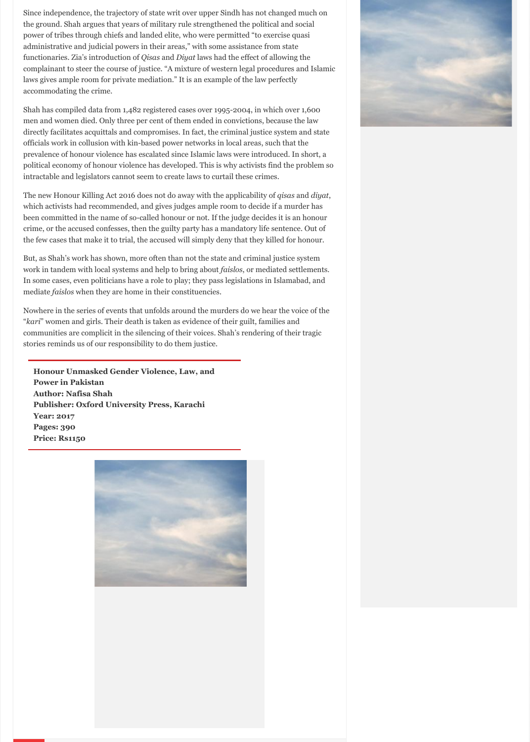Since independence, the trajectory of state writ over upper Sindh has not changed much on the ground. Shah argues that years of military rule strengthened the political and social power of tribes through chiefs and landed elite, who were permitted "to exercise quasi administrative and judicial powers in their areas," with some assistance from state functionaries. Zia's introduction of *Qisas* and *Diyat* laws had the effect of allowing the complainant to steer the course of justice. "A mixture of western legal procedures and Islamic laws gives ample room for private mediation." It is an example of the law perfectly accommodating the crime.

Shah has compiled data from 1,482 registered cases over 1995-2004, in which over 1,600 men and women died. Only three per cent of them ended in convictions, because the law directly facilitates acquittals and compromises. In fact, the criminal justice system and state officials work in collusion with kin-based power networks in local areas, such that the prevalence of honour violence has escalated since Islamic laws were introduced. In short, a political economy of honour violence has developed. This is why activists find the problem so intractable and legislators cannot seem to create laws to curtail these crimes.

The new Honour Killing Act 2016 does not do away with the applicability of *qisas* and *diyat*, which activists had recommended, and gives judges ample room to decide if a murder has been committed in the name of so-called honour or not. If the judge decides it is an honour crime, or the accused confesses, then the guilty party has a mandatory life sentence. Out of the few cases that make it to trial, the accused will simply deny that they killed for honour.

But, as Shah's work has shown, more often than not the state and criminal justice system work in tandem with local systems and help to bring about *faislos*, or mediated settlements. In some cases, even politicians have a role to play; they pass legislations in Islamabad, and mediate *faislos* when they are home in their constituencies.

Nowhere in the series of events that unfolds around the murders do we hear the voice of the "*kari*" women and girls. Their death is taken as evidence of their guilt, families and communities are complicit in the silencing of their voices. Shah's rendering of their tragic stories reminds us of our responsibility to do them justice.

**Honour Unmasked Gender Violence, Law, and Power in Pakistan**
**Author: Nafisa Shah**
**Publisher: Oxford University Press, Karachi**
**Year: 2017**
**Pages: 390**
**Price: Rs1150**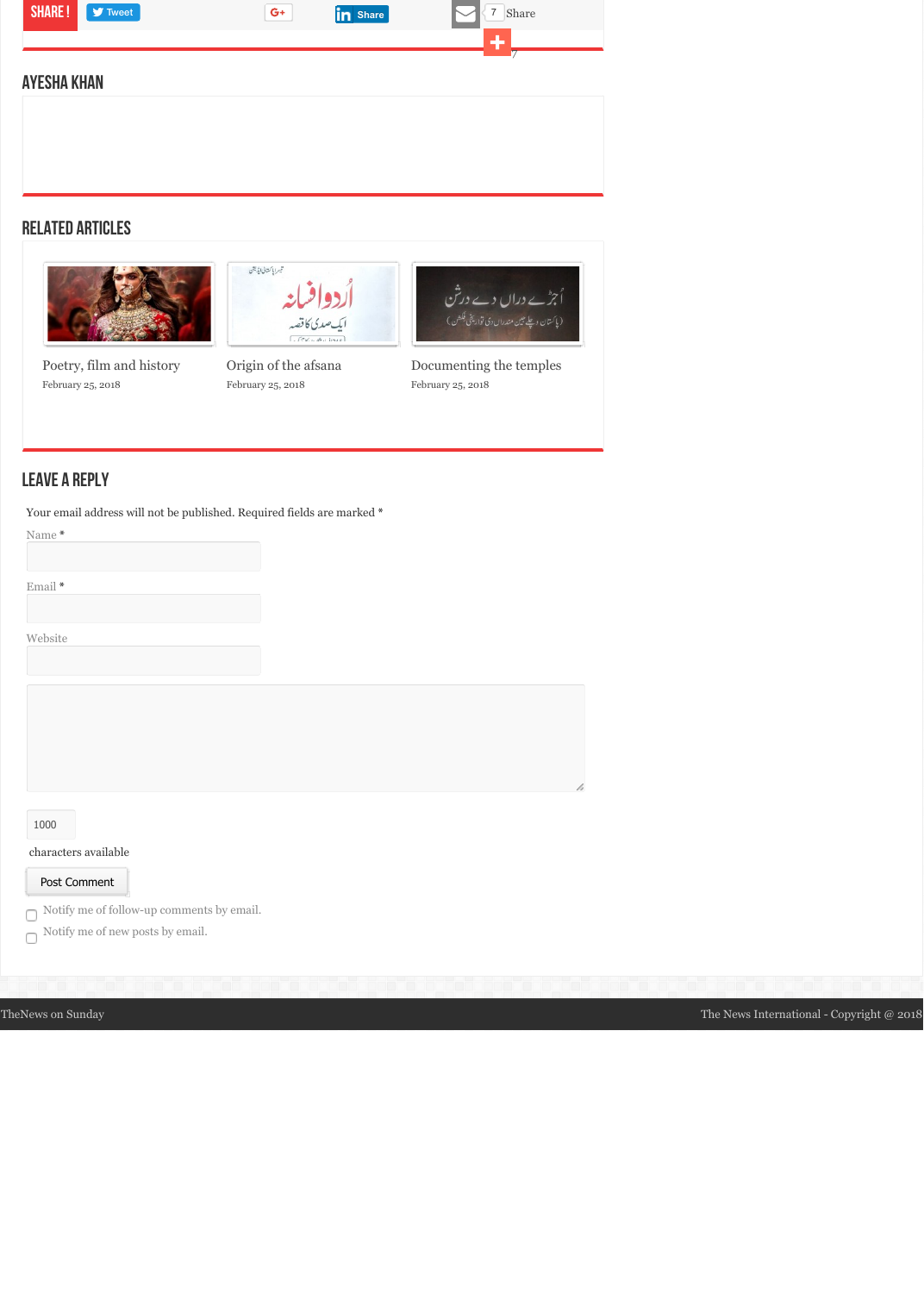SHARE ! Tweet G+ Share 7 Share

## AYESHA KHAN

## RELATED ARTICLES

Poetry, film and history
February 25, 2018

Origin of the afsana
February 25, 2018

Documenting the temples
February 25, 2018

## LEAVE A REPLY

Your email address will not be published. Required fields are marked *

Name *

Email *

Website

1000

characters available

Post Comment

Notify me of follow-up comments by email.

Notify me of new posts by email.

TheNews on Sunday

The News International - Copyright @ 2018